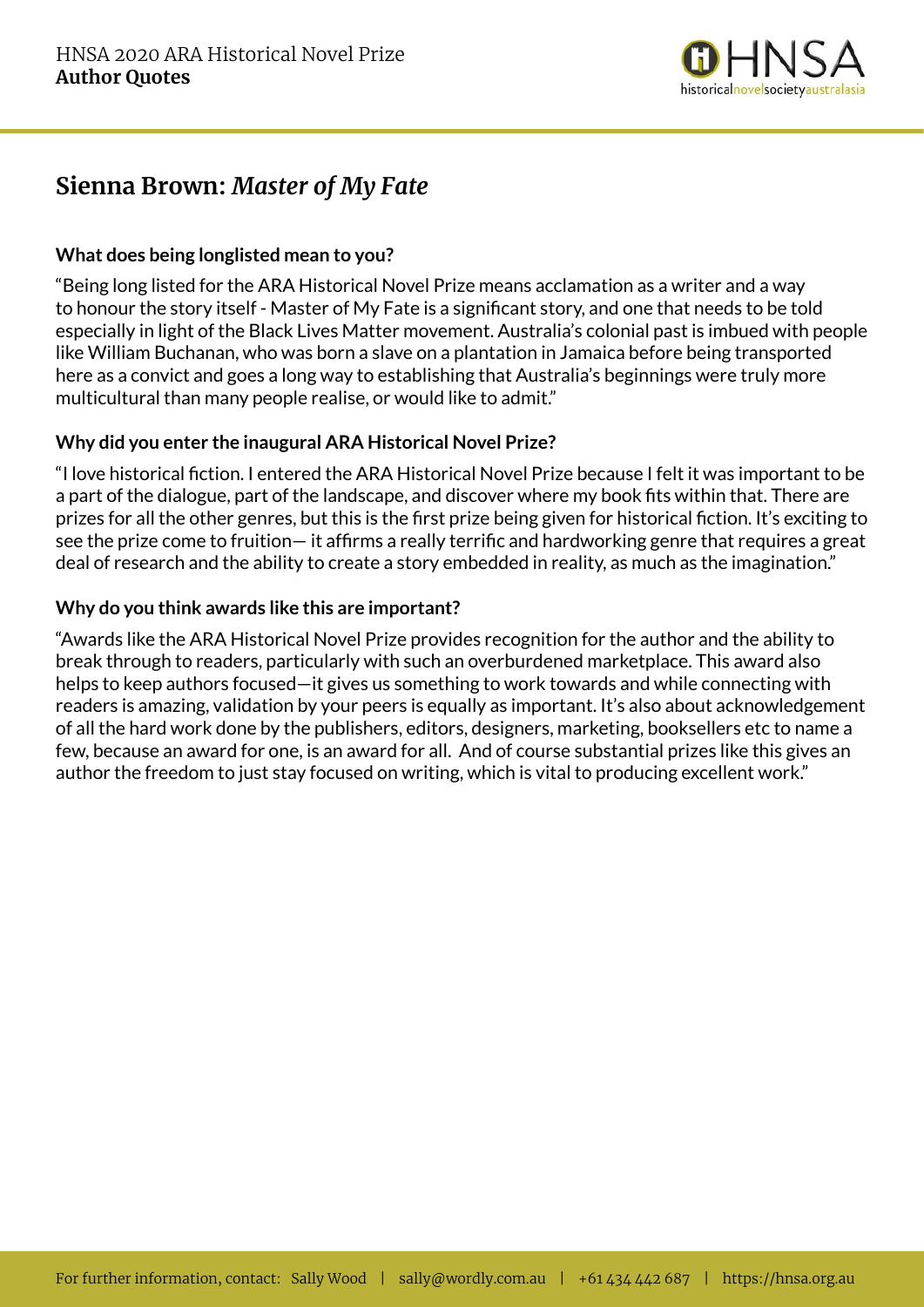HNSA 2020 ARA Historical Novel Prize
**Author Quotes**

# Sienna Brown: *Master of My Fate*

**What does being longlisted mean to you?**

"Being long listed for the ARA Historical Novel Prize means acclamation as a writer and a way to honour the story itself - Master of My Fate is a significant story, and one that needs to be told especially in light of the Black Lives Matter movement. Australia's colonial past is imbued with people like William Buchanan, who was born a slave on a plantation in Jamaica before being transported here as a convict and goes a long way to establishing that Australia's beginnings were truly more multicultural than many people realise, or would like to admit."

**Why did you enter the inaugural ARA Historical Novel Prize?**

"I love historical fiction. I entered the ARA Historical Novel Prize because I felt it was important to be a part of the dialogue, part of the landscape, and discover where my book fits within that. There are prizes for all the other genres, but this is the first prize being given for historical fiction. It's exciting to see the prize come to fruition— it affirms a really terrific and hardworking genre that requires a great deal of research and the ability to create a story embedded in reality, as much as the imagination."

**Why do you think awards like this are important?**

"Awards like the ARA Historical Novel Prize provides recognition for the author and the ability to break through to readers, particularly with such an overburdened marketplace. This award also helps to keep authors focused—it gives us something to work towards and while connecting with readers is amazing, validation by your peers is equally as important. It's also about acknowledgement of all the hard work done by the publishers, editors, designers, marketing, booksellers etc to name a few, because an award for one, is an award for all. And of course substantial prizes like this gives an author the freedom to just stay focused on writing, which is vital to producing excellent work."

For further information, contact: Sally Wood | sally@wordly.com.au | +61 434 442 687 | https://hnsa.org.au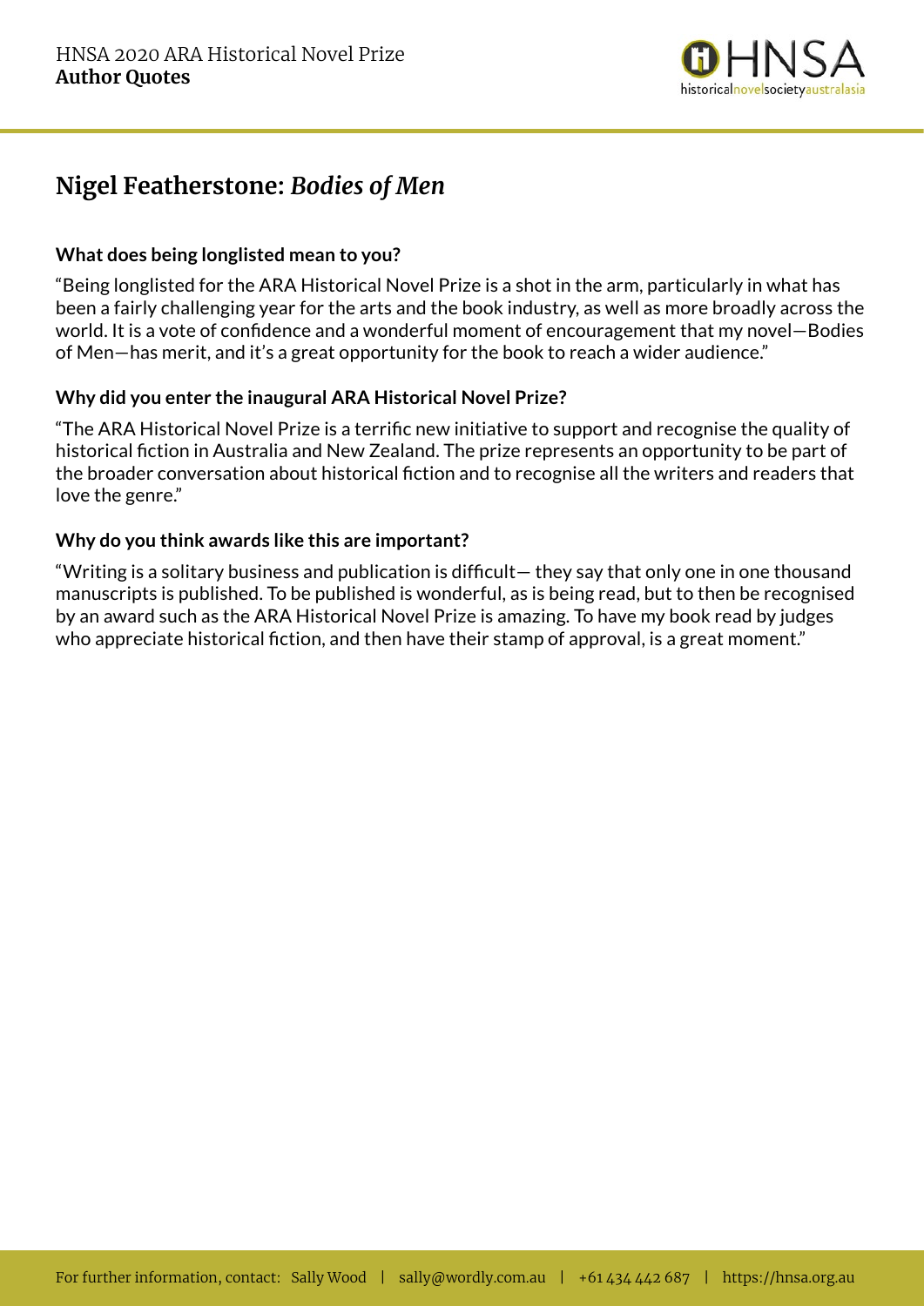# Nigel Featherstone: *Bodies of Men*

**What does being longlisted mean to you?**

"Being longlisted for the ARA Historical Novel Prize is a shot in the arm, particularly in what has been a fairly challenging year for the arts and the book industry, as well as more broadly across the world. It is a vote of confidence and a wonderful moment of encouragement that my novel—Bodies of Men—has merit, and it's a great opportunity for the book to reach a wider audience."

**Why did you enter the inaugural ARA Historical Novel Prize?**

"The ARA Historical Novel Prize is a terrific new initiative to support and recognise the quality of historical fiction in Australia and New Zealand. The prize represents an opportunity to be part of the broader conversation about historical fiction and to recognise all the writers and readers that love the genre."

**Why do you think awards like this are important?**

"Writing is a solitary business and publication is difficult— they say that only one in one thousand manuscripts is published. To be published is wonderful, as is being read, but to then be recognised by an award such as the ARA Historical Novel Prize is amazing. To have my book read by judges who appreciate historical fiction, and then have their stamp of approval, is a great moment."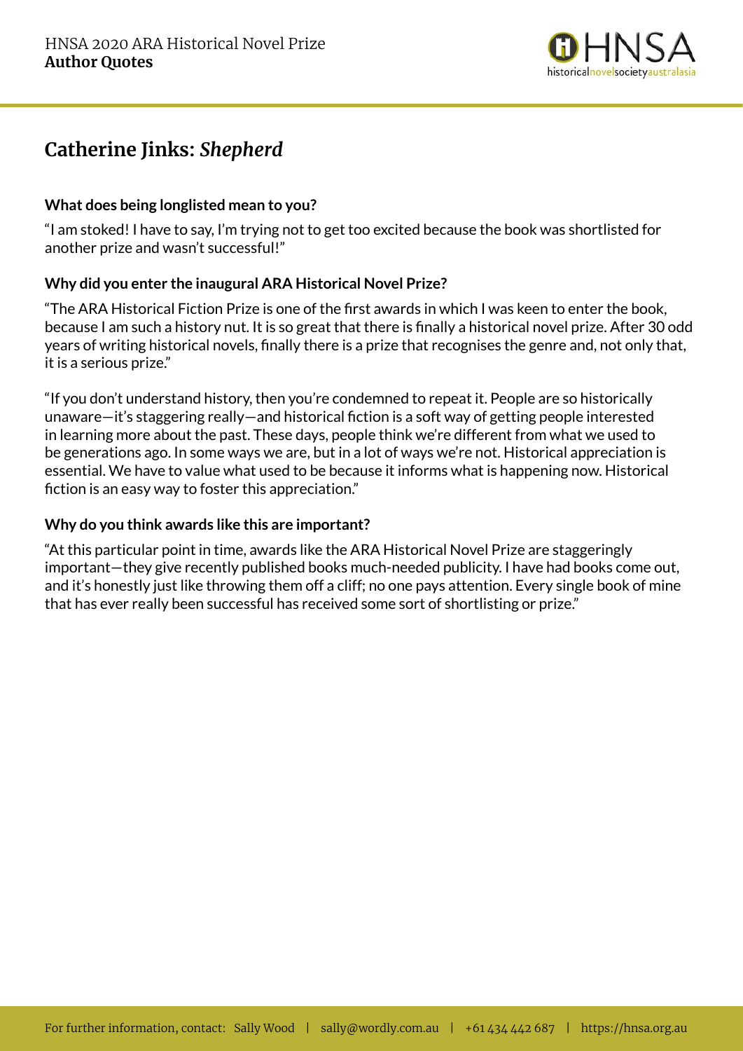# Catherine Jinks: *Shepherd*

**What does being longlisted mean to you?**

"I am stoked! I have to say, I'm trying not to get too excited because the book was shortlisted for another prize and wasn't successful!"

**Why did you enter the inaugural ARA Historical Novel Prize?**

"The ARA Historical Fiction Prize is one of the first awards in which I was keen to enter the book, because I am such a history nut. It is so great that there is finally a historical novel prize. After 30 odd years of writing historical novels, finally there is a prize that recognises the genre and, not only that, it is a serious prize."

"If you don't understand history, then you're condemned to repeat it. People are so historically unaware—it's staggering really—and historical fiction is a soft way of getting people interested in learning more about the past. These days, people think we're different from what we used to be generations ago. In some ways we are, but in a lot of ways we're not. Historical appreciation is essential. We have to value what used to be because it informs what is happening now. Historical fiction is an easy way to foster this appreciation."

**Why do you think awards like this are important?**

"At this particular point in time, awards like the ARA Historical Novel Prize are staggeringly important—they give recently published books much-needed publicity. I have had books come out, and it's honestly just like throwing them off a cliff; no one pays attention. Every single book of mine that has ever really been successful has received some sort of shortlisting or prize."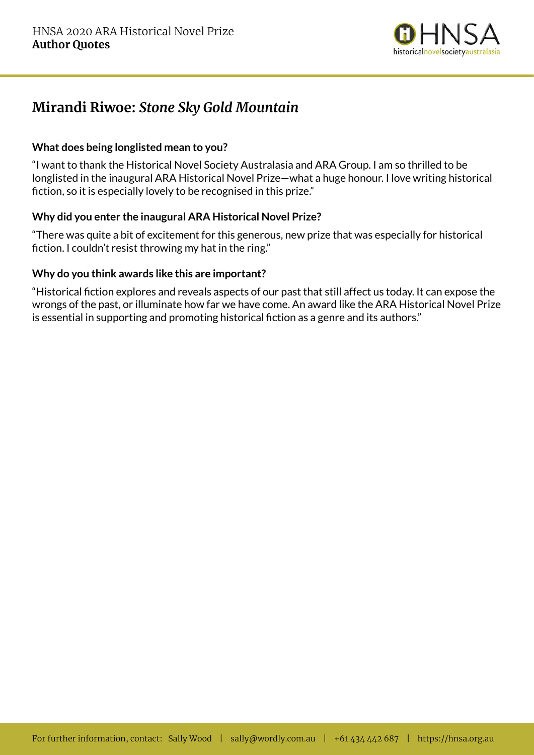## Mirandi Riwoe: *Stone Sky Gold Mountain*

**What does being longlisted mean to you?**

"I want to thank the Historical Novel Society Australasia and ARA Group. I am so thrilled to be longlisted in the inaugural ARA Historical Novel Prize—what a huge honour. I love writing historical fiction, so it is especially lovely to be recognised in this prize."

**Why did you enter the inaugural ARA Historical Novel Prize?**

"There was quite a bit of excitement for this generous, new prize that was especially for historical fiction. I couldn't resist throwing my hat in the ring."

**Why do you think awards like this are important?**

"Historical fiction explores and reveals aspects of our past that still affect us today. It can expose the wrongs of the past, or illuminate how far we have come. An award like the ARA Historical Novel Prize is essential in supporting and promoting historical fiction as a genre and its authors."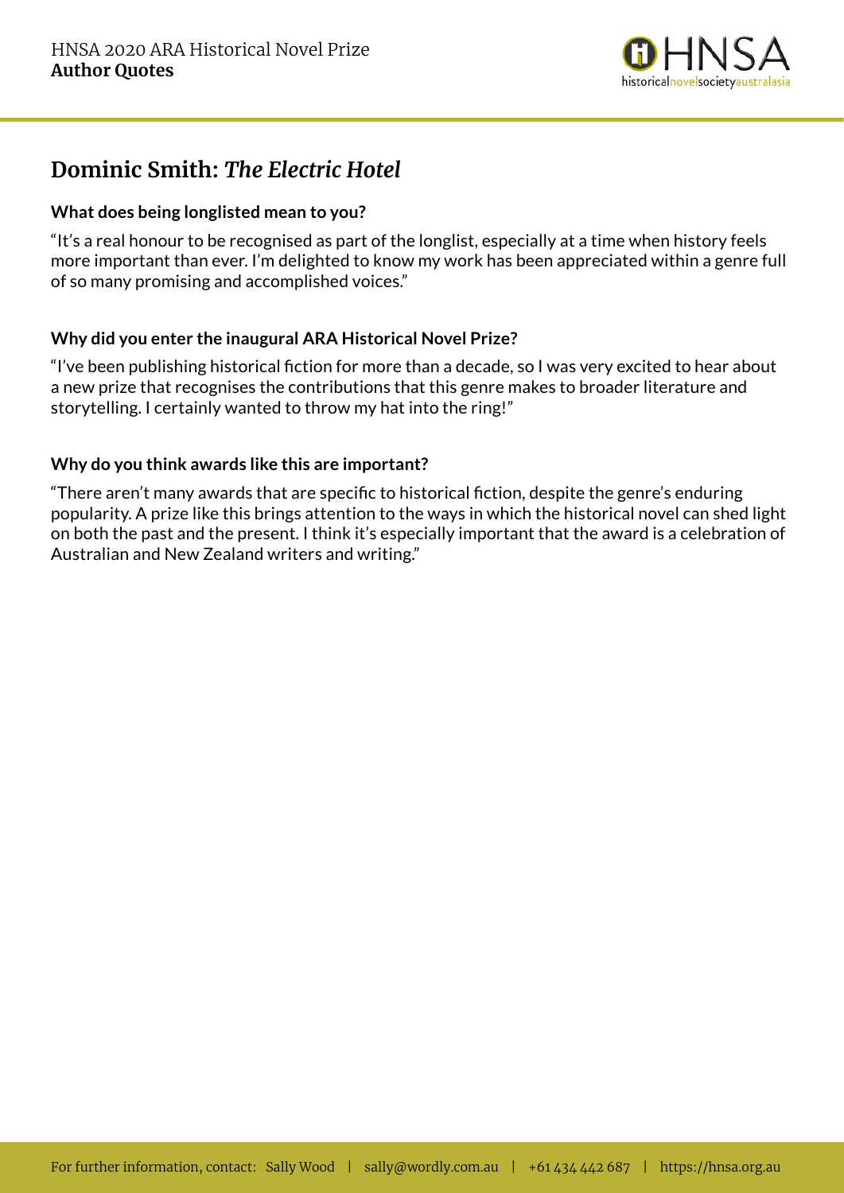## Dominic Smith: *The Electric Hotel*

**What does being longlisted mean to you?**

"It's a real honour to be recognised as part of the longlist, especially at a time when history feels more important than ever. I'm delighted to know my work has been appreciated within a genre full of so many promising and accomplished voices."

**Why did you enter the inaugural ARA Historical Novel Prize?**

"I've been publishing historical fiction for more than a decade, so I was very excited to hear about a new prize that recognises the contributions that this genre makes to broader literature and storytelling. I certainly wanted to throw my hat into the ring!"

**Why do you think awards like this are important?**

"There aren't many awards that are specific to historical fiction, despite the genre's enduring popularity. A prize like this brings attention to the ways in which the historical novel can shed light on both the past and the present. I think it's especially important that the award is a celebration of Australian and New Zealand writers and writing."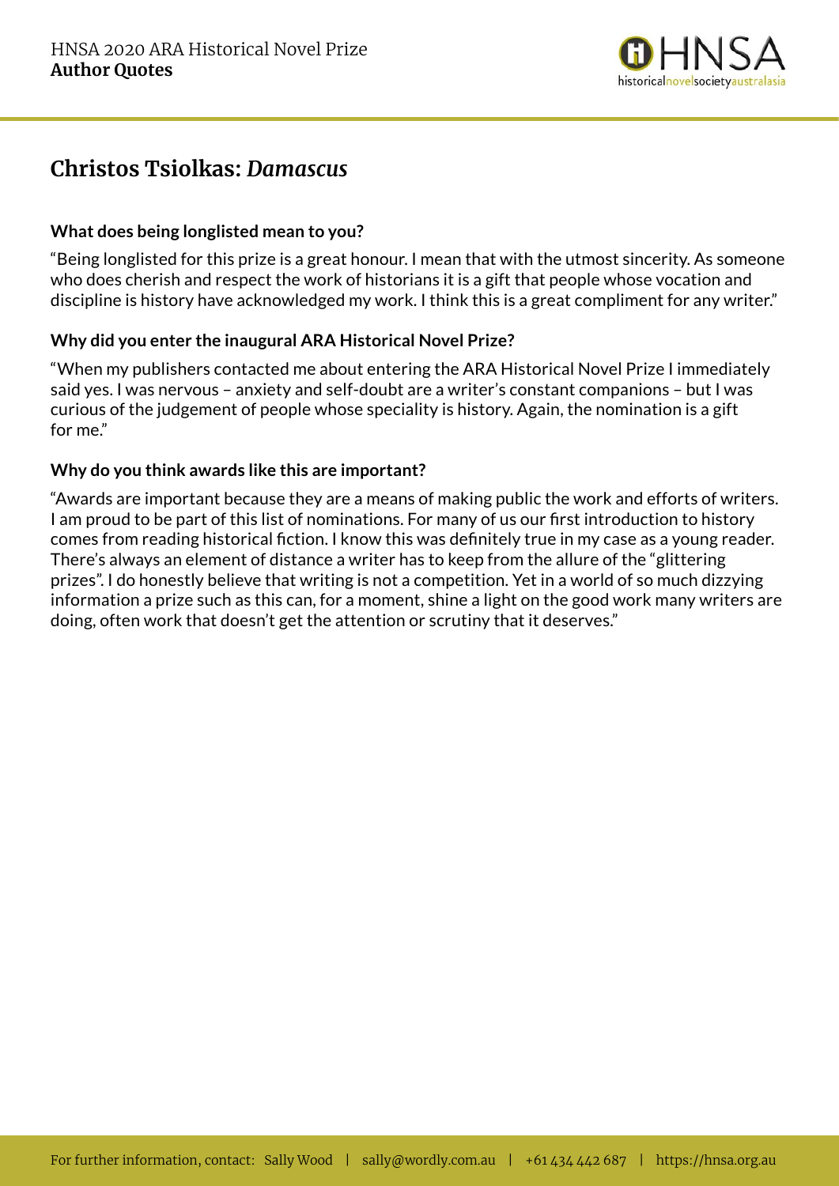## Christos Tsiolkas: *Damascus*

**What does being longlisted mean to you?**

"Being longlisted for this prize is a great honour. I mean that with the utmost sincerity. As someone who does cherish and respect the work of historians it is a gift that people whose vocation and discipline is history have acknowledged my work. I think this is a great compliment for any writer."

**Why did you enter the inaugural ARA Historical Novel Prize?**

"When my publishers contacted me about entering the ARA Historical Novel Prize I immediately said yes. I was nervous – anxiety and self-doubt are a writer's constant companions – but I was curious of the judgement of people whose speciality is history. Again, the nomination is a gift for me."

**Why do you think awards like this are important?**

"Awards are important because they are a means of making public the work and efforts of writers. I am proud to be part of this list of nominations. For many of us our first introduction to history comes from reading historical fiction. I know this was definitely true in my case as a young reader. There's always an element of distance a writer has to keep from the allure of the "glittering prizes". I do honestly believe that writing is not a competition. Yet in a world of so much dizzying information a prize such as this can, for a moment, shine a light on the good work many writers are doing, often work that doesn't get the attention or scrutiny that it deserves."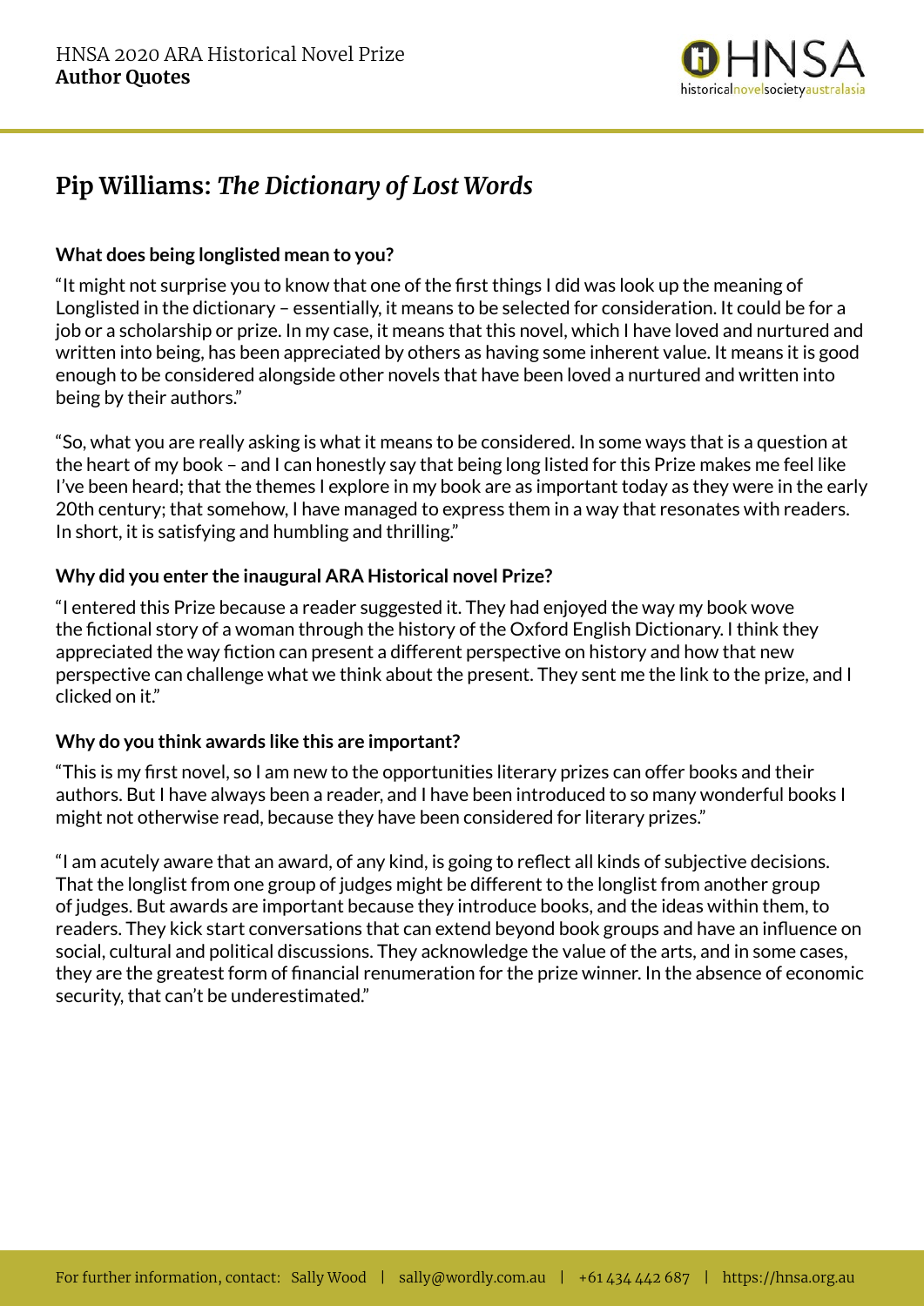HNSA 2020 ARA Historical Novel Prize
**Author Quotes**

## Pip Williams: *The Dictionary of Lost Words*

### What does being longlisted mean to you?

"It might not surprise you to know that one of the first things I did was look up the meaning of Longlisted in the dictionary – essentially, it means to be selected for consideration. It could be for a job or a scholarship or prize. In my case, it means that this novel, which I have loved and nurtured and written into being, has been appreciated by others as having some inherent value. It means it is good enough to be considered alongside other novels that have been loved a nurtured and written into being by their authors."

"So, what you are really asking is what it means to be considered. In some ways that is a question at the heart of my book – and I can honestly say that being long listed for this Prize makes me feel like I've been heard; that the themes I explore in my book are as important today as they were in the early 20th century; that somehow, I have managed to express them in a way that resonates with readers. In short, it is satisfying and humbling and thrilling."

### Why did you enter the inaugural ARA Historical novel Prize?

"I entered this Prize because a reader suggested it. They had enjoyed the way my book wove the fictional story of a woman through the history of the Oxford English Dictionary. I think they appreciated the way fiction can present a different perspective on history and how that new perspective can challenge what we think about the present. They sent me the link to the prize, and I clicked on it."

### Why do you think awards like this are important?

"This is my first novel, so I am new to the opportunities literary prizes can offer books and their authors. But I have always been a reader, and I have been introduced to so many wonderful books I might not otherwise read, because they have been considered for literary prizes."

"I am acutely aware that an award, of any kind, is going to reflect all kinds of subjective decisions. That the longlist from one group of judges might be different to the longlist from another group of judges. But awards are important because they introduce books, and the ideas within them, to readers. They kick start conversations that can extend beyond book groups and have an influence on social, cultural and political discussions. They acknowledge the value of the arts, and in some cases, they are the greatest form of financial renumeration for the prize winner. In the absence of economic security, that can't be underestimated."

For further information, contact: Sally Wood | sally@wordly.com.au | +61 434 442 687 | https://hnsa.org.au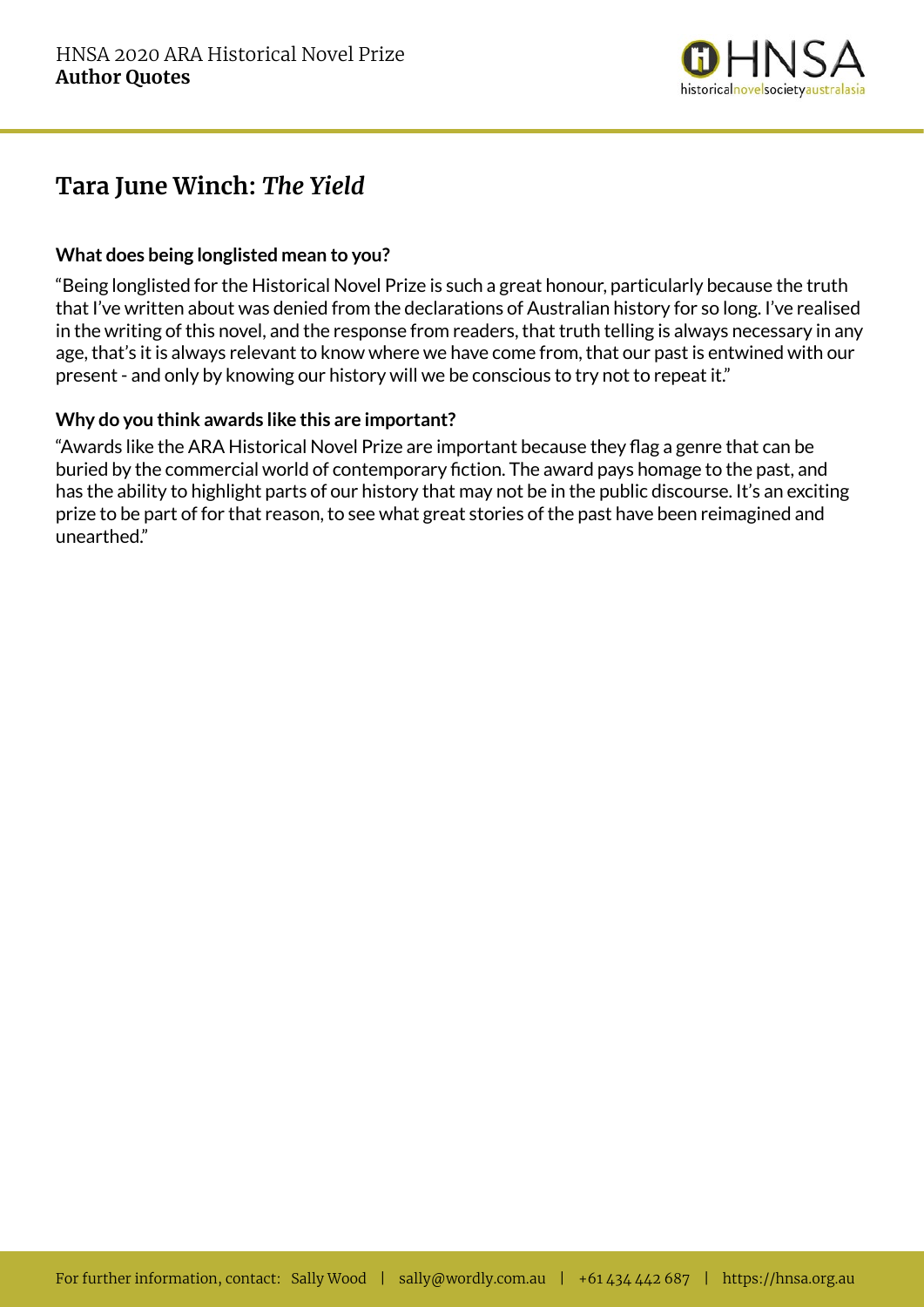# Tara June Winch: *The Yield*

**What does being longlisted mean to you?**

"Being longlisted for the Historical Novel Prize is such a great honour, particularly because the truth that I've written about was denied from the declarations of Australian history for so long. I've realised in the writing of this novel, and the response from readers, that truth telling is always necessary in any age, that's it is always relevant to know where we have come from, that our past is entwined with our present - and only by knowing our history will we be conscious to try not to repeat it."

**Why do you think awards like this are important?**

"Awards like the ARA Historical Novel Prize are important because they flag a genre that can be buried by the commercial world of contemporary fiction. The award pays homage to the past, and has the ability to highlight parts of our history that may not be in the public discourse. It's an exciting prize to be part of for that reason, to see what great stories of the past have been reimagined and unearthed."